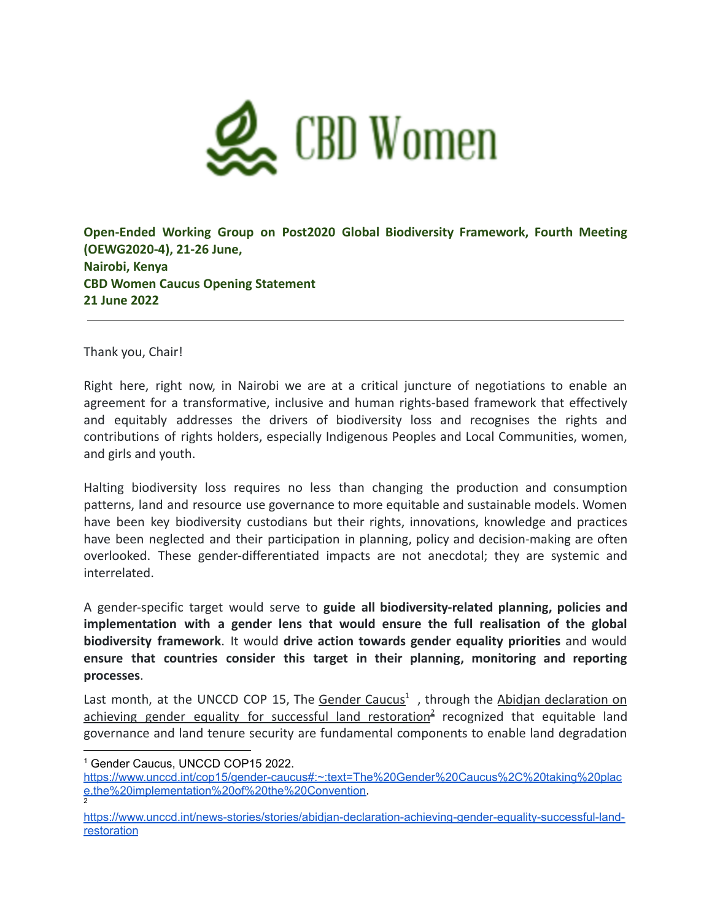CBD Women

**Open-Ended Working Group on Post2020 Global Biodiversity Framework, Fourth Meeting (OEWG2020-4), 21-26 June,**
**Nairobi, Kenya**
**CBD Women Caucus Opening Statement**
**21 June 2022**

---

Thank you, Chair!

Right here, right now, in Nairobi we are at a critical juncture of negotiations to enable an agreement for a transformative, inclusive and human rights-based framework that effectively and equitably addresses the drivers of biodiversity loss and recognises the rights and contributions of rights holders, especially Indigenous Peoples and Local Communities, women, and girls and youth.

Halting biodiversity loss requires no less than changing the production and consumption patterns, land and resource use governance to more equitable and sustainable models. Women have been key biodiversity custodians but their rights, innovations, knowledge and practices have been neglected and their participation in planning, policy and decision-making are often overlooked. These gender-differentiated impacts are not anecdotal; they are systemic and interrelated.

A gender-specific target would serve to **guide all biodiversity-related planning, policies and implementation with a gender lens that would ensure the full realisation of the global biodiversity framework**. It would **drive action towards gender equality priorities** and would **ensure that countries consider this target in their planning, monitoring and reporting processes**.

Last month, at the UNCCD COP 15, The Gender Caucus[1] , through the Abidjan declaration on achieving gender equality for successful land restoration[2] recognized that equitable land governance and land tenure security are fundamental components to enable land degradation

---

[1] Gender Caucus, UNCCD COP15 2022. https://www.unccd.int/cop15/gender-caucus#:~:text=The%20Gender%20Caucus%2C%20taking%20place,the%20implementation%20of%20the%20Convention.

[2] https://www.unccd.int/news-stories/stories/abidjan-declaration-achieving-gender-equality-successful-land-restoration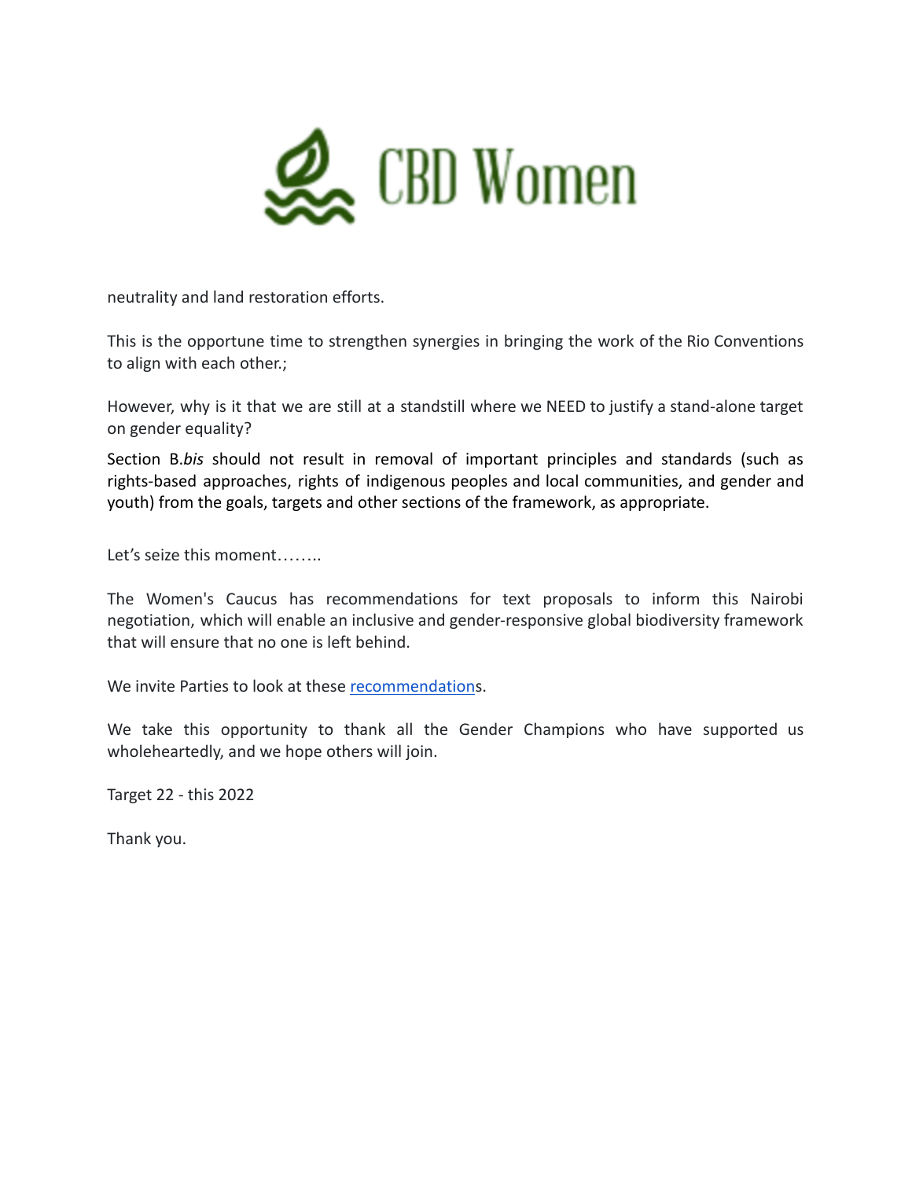neutrality and land restoration efforts.

This is the opportune time to strengthen synergies in bringing the work of the Rio Conventions to align with each other.;

However, why is it that we are still at a standstill where we NEED to justify a stand-alone target on gender equality?

Section B.*bis* should not result in removal of important principles and standards (such as rights-based approaches, rights of indigenous peoples and local communities, and gender and youth) from the goals, targets and other sections of the framework, as appropriate.

Let's seize this moment……..

The Women's Caucus has recommendations for text proposals to inform this Nairobi negotiation, which will enable an inclusive and gender-responsive global biodiversity framework that will ensure that no one is left behind.

We invite Parties to look at these recommendations.

We take this opportunity to thank all the Gender Champions who have supported us wholeheartedly, and we hope others will join.

Target 22 - this 2022

Thank you.